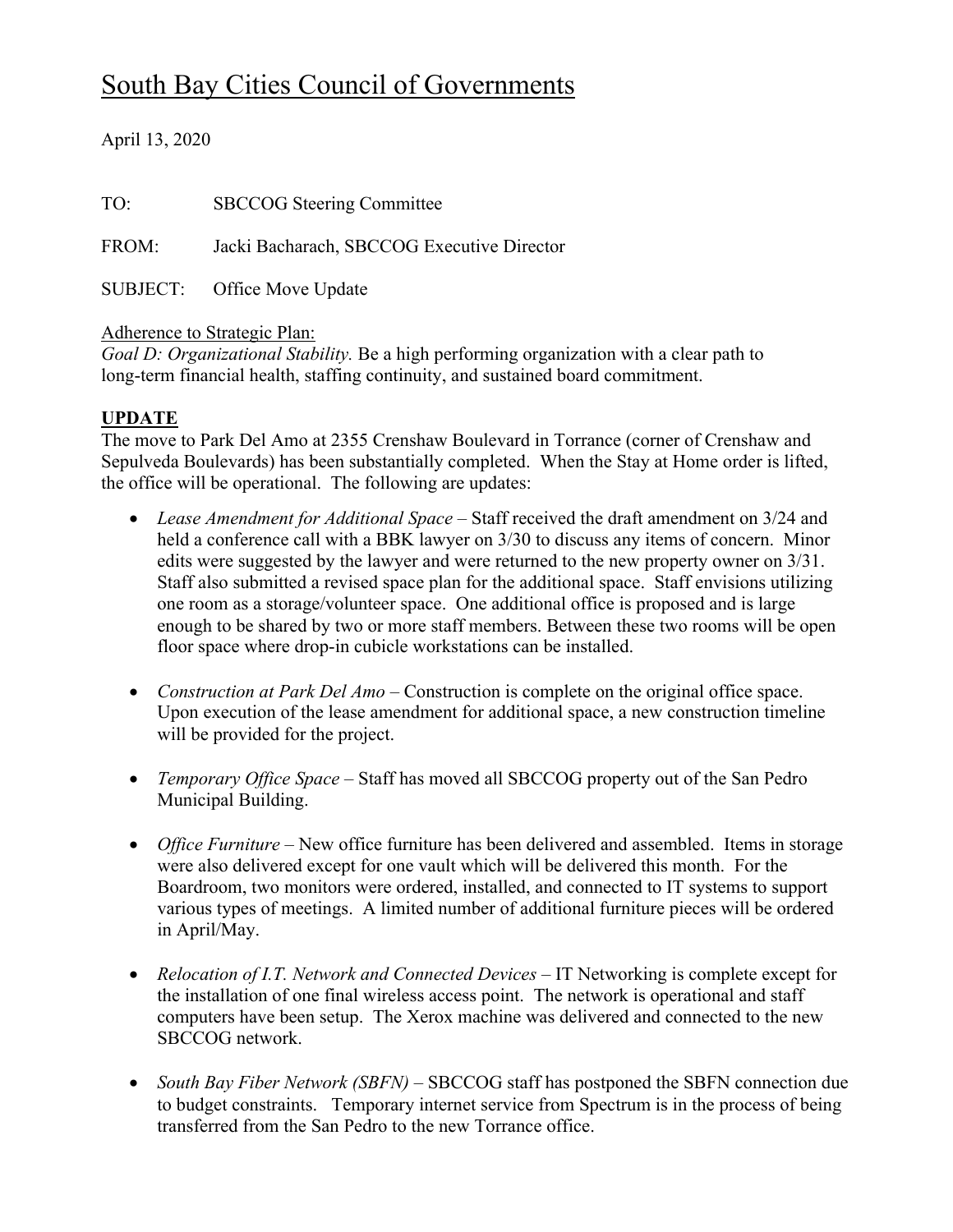# South Bay Cities Council of Governments

April 13, 2020

TO: SBCCOG Steering Committee

FROM: Jacki Bacharach, SBCCOG Executive Director

SUBJECT: Office Move Update

Adherence to Strategic Plan:
*Goal D: Organizational Stability.* Be a high performing organization with a clear path to long-term financial health, staffing continuity, and sustained board commitment.

## UPDATE

The move to Park Del Amo at 2355 Crenshaw Boulevard in Torrance (corner of Crenshaw and Sepulveda Boulevards) has been substantially completed. When the Stay at Home order is lifted, the office will be operational. The following are updates:

- *Lease Amendment for Additional Space* – Staff received the draft amendment on 3/24 and held a conference call with a BBK lawyer on 3/30 to discuss any items of concern. Minor edits were suggested by the lawyer and were returned to the new property owner on 3/31. Staff also submitted a revised space plan for the additional space. Staff envisions utilizing one room as a storage/volunteer space. One additional office is proposed and is large enough to be shared by two or more staff members. Between these two rooms will be open floor space where drop-in cubicle workstations can be installed.

- *Construction at Park Del Amo* – Construction is complete on the original office space. Upon execution of the lease amendment for additional space, a new construction timeline will be provided for the project.

- *Temporary Office Space* – Staff has moved all SBCCOG property out of the San Pedro Municipal Building.

- *Office Furniture* – New office furniture has been delivered and assembled. Items in storage were also delivered except for one vault which will be delivered this month. For the Boardroom, two monitors were ordered, installed, and connected to IT systems to support various types of meetings. A limited number of additional furniture pieces will be ordered in April/May.

- *Relocation of I.T. Network and Connected Devices* – IT Networking is complete except for the installation of one final wireless access point. The network is operational and staff computers have been setup. The Xerox machine was delivered and connected to the new SBCCOG network.

- *South Bay Fiber Network (SBFN)* – SBCCOG staff has postponed the SBFN connection due to budget constraints. Temporary internet service from Spectrum is in the process of being transferred from the San Pedro to the new Torrance office.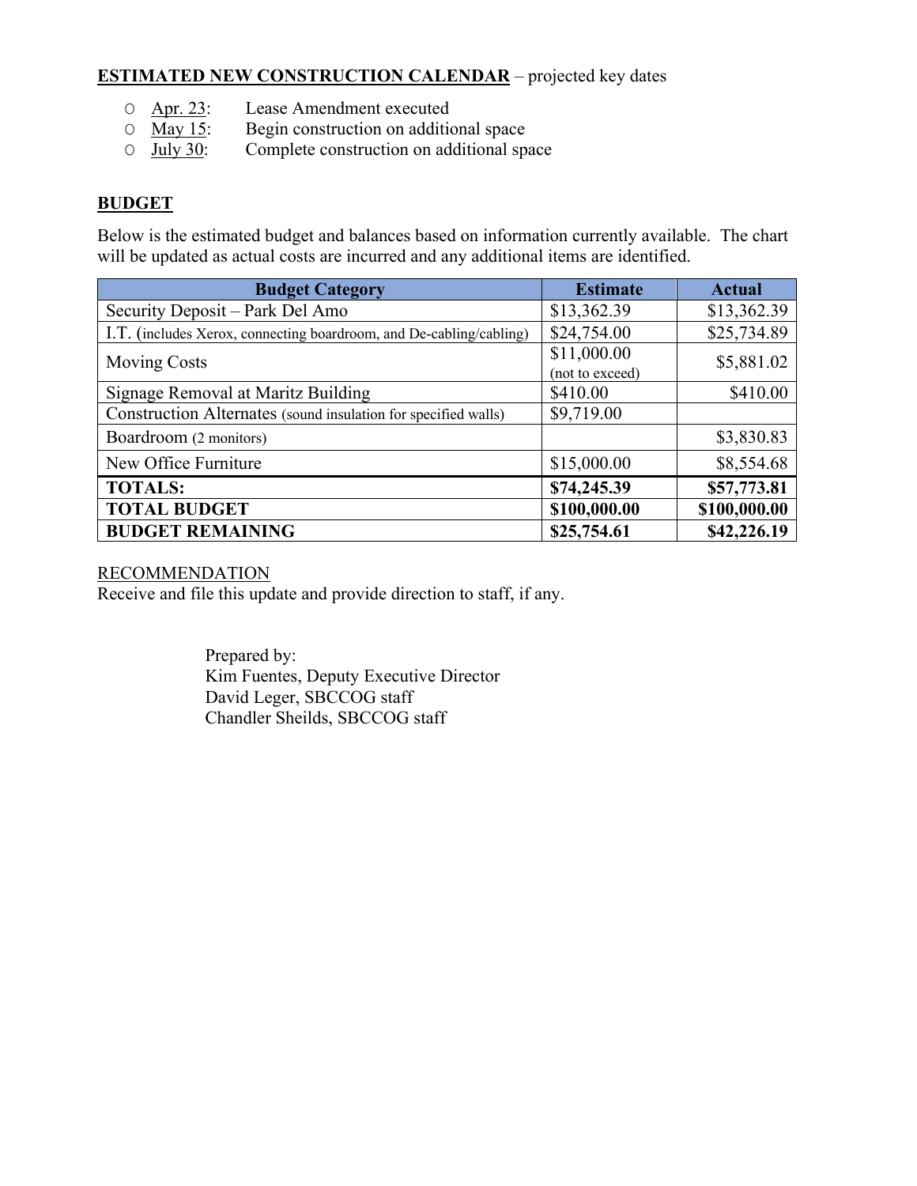**ESTIMATED NEW CONSTRUCTION CALENDAR** – projected key dates

- Apr. 23: Lease Amendment executed
- May 15: Begin construction on additional space
- July 30: Complete construction on additional space

**BUDGET**

Below is the estimated budget and balances based on information currently available. The chart will be updated as actual costs are incurred and any additional items are identified.

| Budget Category | Estimate | Actual |
|---|---|---|
| Security Deposit – Park Del Amo | $13,362.39 | $13,362.39 |
| I.T. (includes Xerox, connecting boardroom, and De-cabling/cabling) | $24,754.00 | $25,734.89 |
| Moving Costs | $11,000.00 (not to exceed) | $5,881.02 |
| Signage Removal at Maritz Building | $410.00 | $410.00 |
| Construction Alternates (sound insulation for specified walls) | $9,719.00 | |
| Boardroom (2 monitors) | | $3,830.83 |
| New Office Furniture | $15,000.00 | $8,554.68 |
| **TOTALS:** | **$74,245.39** | **$57,773.81** |
| **TOTAL BUDGET** | **$100,000.00** | **$100,000.00** |
| **BUDGET REMAINING** | **$25,754.61** | **$42,226.19** |

RECOMMENDATION

Receive and file this update and provide direction to staff, if any.

Prepared by:
Kim Fuentes, Deputy Executive Director
David Leger, SBCCOG staff
Chandler Sheilds, SBCCOG staff